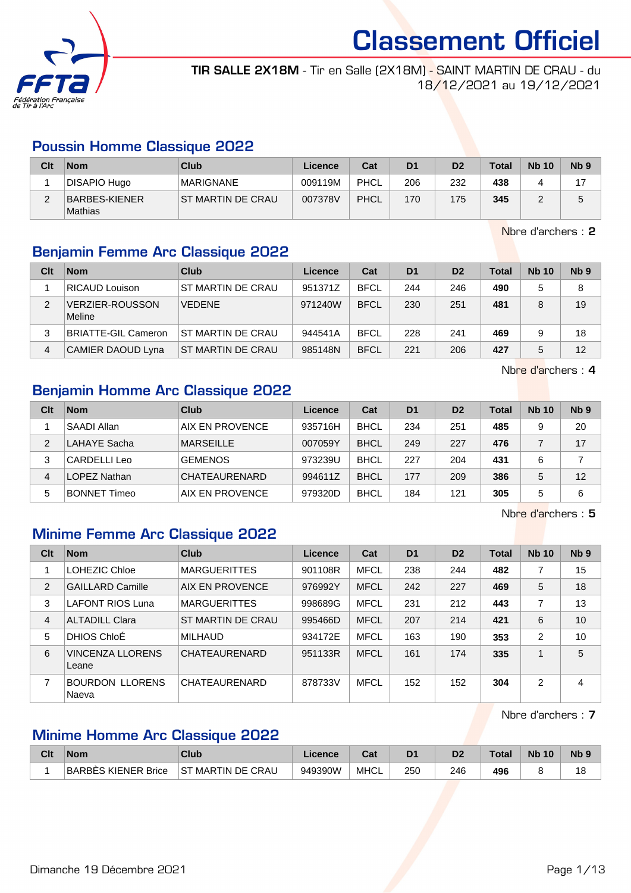# Classement Officiel

**TIR SALLE 2X18M** - Tir en Salle (2X18M) - SAINT MARTIN DE CRAU - du 18/12/2021 au 19/12/2021

## Poussin Homme Classique 2022

| Clt | Nom | Club | Licence | Cat | D1 | D2 | Total | Nb 10 | Nb 9 |
|---|---|---|---|---|---|---|---|---|---|
| 1 | DISAPIO Hugo | MARIGNANE | 009119M | PHCL | 206 | 232 | **438** | 4 | 17 |
| 2 | BARBES-KIENER Mathias | ST MARTIN DE CRAU | 007378V | PHCL | 170 | 175 | **345** | 2 | 5 |

Nbre d'archers : **2**

## Benjamin Femme Arc Classique 2022

| Clt | Nom | Club | Licence | Cat | D1 | D2 | Total | Nb 10 | Nb 9 |
|---|---|---|---|---|---|---|---|---|---|
| 1 | RICAUD Louison | ST MARTIN DE CRAU | 951371Z | BFCL | 244 | 246 | **490** | 5 | 8 |
| 2 | VERZIER-ROUSSON Meline | VEDENE | 971240W | BFCL | 230 | 251 | **481** | 8 | 19 |
| 3 | BRIATTE-GIL Cameron | ST MARTIN DE CRAU | 944541A | BFCL | 228 | 241 | **469** | 9 | 18 |
| 4 | CAMIER DAOUD Lyna | ST MARTIN DE CRAU | 985148N | BFCL | 221 | 206 | **427** | 5 | 12 |

Nbre d'archers : **4**

## Benjamin Homme Arc Classique 2022

| Clt | Nom | Club | Licence | Cat | D1 | D2 | Total | Nb 10 | Nb 9 |
|---|---|---|---|---|---|---|---|---|---|
| 1 | SAADI Allan | AIX EN PROVENCE | 935716H | BHCL | 234 | 251 | **485** | 9 | 20 |
| 2 | LAHAYE Sacha | MARSEILLE | 007059Y | BHCL | 249 | 227 | **476** | 7 | 17 |
| 3 | CARDELLI Leo | GEMENOS | 973239U | BHCL | 227 | 204 | **431** | 6 | 7 |
| 4 | LOPEZ Nathan | CHATEAURENARD | 994611Z | BHCL | 177 | 209 | **386** | 5 | 12 |
| 5 | BONNET Timeo | AIX EN PROVENCE | 979320D | BHCL | 184 | 121 | **305** | 5 | 6 |

Nbre d'archers : **5**

## Minime Femme Arc Classique 2022

| Clt | Nom | Club | Licence | Cat | D1 | D2 | Total | Nb 10 | Nb 9 |
|---|---|---|---|---|---|---|---|---|---|
| 1 | LOHEZIC Chloe | MARGUERITTES | 901108R | MFCL | 238 | 244 | **482** | 7 | 15 |
| 2 | GAILLARD Camille | AIX EN PROVENCE | 976992Y | MFCL | 242 | 227 | **469** | 5 | 18 |
| 3 | LAFONT RIOS Luna | MARGUERITTES | 998689G | MFCL | 231 | 212 | **443** | 7 | 13 |
| 4 | ALTADILL Clara | ST MARTIN DE CRAU | 995466D | MFCL | 207 | 214 | **421** | 6 | 10 |
| 5 | DHIOS ChloÉ | MILHAUD | 934172E | MFCL | 163 | 190 | **353** | 2 | 10 |
| 6 | VINCENZA LLORENS Leane | CHATEAURENARD | 951133R | MFCL | 161 | 174 | **335** | 1 | 5 |
| 7 | BOURDON LLORENS Naeva | CHATEAURENARD | 878733V | MFCL | 152 | 152 | **304** | 2 | 4 |

Nbre d'archers : **7**

## Minime Homme Arc Classique 2022

| Clt | Nom | Club | Licence | Cat | D1 | D2 | Total | Nb 10 | Nb 9 |
|---|---|---|---|---|---|---|---|---|---|
| 1 | BARBÈS KIENER Brice | ST MARTIN DE CRAU | 949390W | MHCL | 250 | 246 | **496** | 8 | 18 |

Dimanche 19 Décembre 2021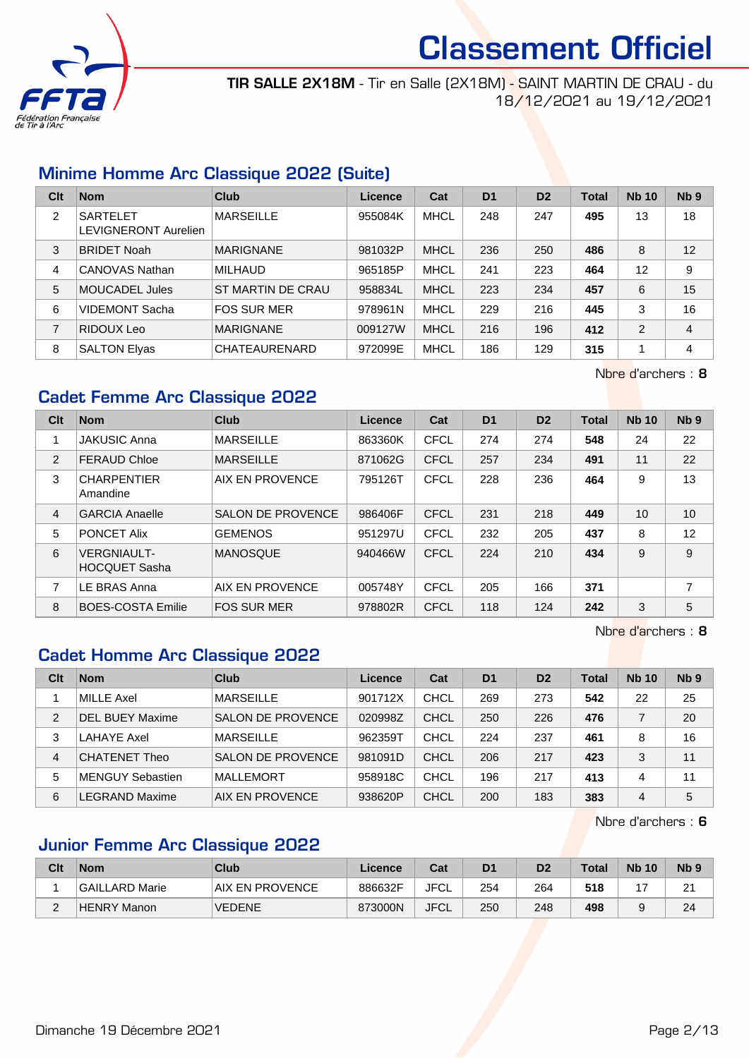# Classement Officiel

**TIR SALLE 2X18M** - Tir en Salle (2X18M) - SAINT MARTIN DE CRAU - du 18/12/2021 au 19/12/2021

## Minime Homme Arc Classique 2022 (Suite)

| Clt | Nom | Club | Licence | Cat | D1 | D2 | Total | Nb 10 | Nb 9 |
|---|---|---|---|---|---|---|---|---|---|
| 2 | SARTELET LEVIGNERONT Aurelien | MARSEILLE | 955084K | MHCL | 248 | 247 | **495** | 13 | 18 |
| 3 | BRIDET Noah | MARIGNANE | 981032P | MHCL | 236 | 250 | **486** | 8 | 12 |
| 4 | CANOVAS Nathan | MILHAUD | 965185P | MHCL | 241 | 223 | **464** | 12 | 9 |
| 5 | MOUCADEL Jules | ST MARTIN DE CRAU | 958834L | MHCL | 223 | 234 | **457** | 6 | 15 |
| 6 | VIDEMONT Sacha | FOS SUR MER | 978961N | MHCL | 229 | 216 | **445** | 3 | 16 |
| 7 | RIDOUX Leo | MARIGNANE | 009127W | MHCL | 216 | 196 | **412** | 2 | 4 |
| 8 | SALTON Elyas | CHATEAURENARD | 972099E | MHCL | 186 | 129 | **315** | 1 | 4 |

Nbre d'archers : **8**

## Cadet Femme Arc Classique 2022

| Clt | Nom | Club | Licence | Cat | D1 | D2 | Total | Nb 10 | Nb 9 |
|---|---|---|---|---|---|---|---|---|---|
| 1 | JAKUSIC Anna | MARSEILLE | 863360K | CFCL | 274 | 274 | **548** | 24 | 22 |
| 2 | FERAUD Chloe | MARSEILLE | 871062G | CFCL | 257 | 234 | **491** | 11 | 22 |
| 3 | CHARPENTIER Amandine | AIX EN PROVENCE | 795126T | CFCL | 228 | 236 | **464** | 9 | 13 |
| 4 | GARCIA Anaelle | SALON DE PROVENCE | 986406F | CFCL | 231 | 218 | **449** | 10 | 10 |
| 5 | PONCET Alix | GEMENOS | 951297U | CFCL | 232 | 205 | **437** | 8 | 12 |
| 6 | VERGNIAULT-HOCQUET Sasha | MANOSQUE | 940466W | CFCL | 224 | 210 | **434** | 9 | 9 |
| 7 | LE BRAS Anna | AIX EN PROVENCE | 005748Y | CFCL | 205 | 166 | **371** | | 7 |
| 8 | BOES-COSTA Emilie | FOS SUR MER | 978802R | CFCL | 118 | 124 | **242** | 3 | 5 |

Nbre d'archers : **8**

## Cadet Homme Arc Classique 2022

| Clt | Nom | Club | Licence | Cat | D1 | D2 | Total | Nb 10 | Nb 9 |
|---|---|---|---|---|---|---|---|---|---|
| 1 | MILLE Axel | MARSEILLE | 901712X | CHCL | 269 | 273 | **542** | 22 | 25 |
| 2 | DEL BUEY Maxime | SALON DE PROVENCE | 020998Z | CHCL | 250 | 226 | **476** | 7 | 20 |
| 3 | LAHAYE Axel | MARSEILLE | 962359T | CHCL | 224 | 237 | **461** | 8 | 16 |
| 4 | CHATENET Theo | SALON DE PROVENCE | 981091D | CHCL | 206 | 217 | **423** | 3 | 11 |
| 5 | MENGUY Sebastien | MALLEMORT | 958918C | CHCL | 196 | 217 | **413** | 4 | 11 |
| 6 | LEGRAND Maxime | AIX EN PROVENCE | 938620P | CHCL | 200 | 183 | **383** | 4 | 5 |

Nbre d'archers : **6**

## Junior Femme Arc Classique 2022

| Clt | Nom | Club | Licence | Cat | D1 | D2 | Total | Nb 10 | Nb 9 |
|---|---|---|---|---|---|---|---|---|---|
| 1 | GAILLARD Marie | AIX EN PROVENCE | 886632F | JFCL | 254 | 264 | **518** | 17 | 21 |
| 2 | HENRY Manon | VEDENE | 873000N | JFCL | 250 | 248 | **498** | 9 | 24 |

Dimanche 19 Décembre 2021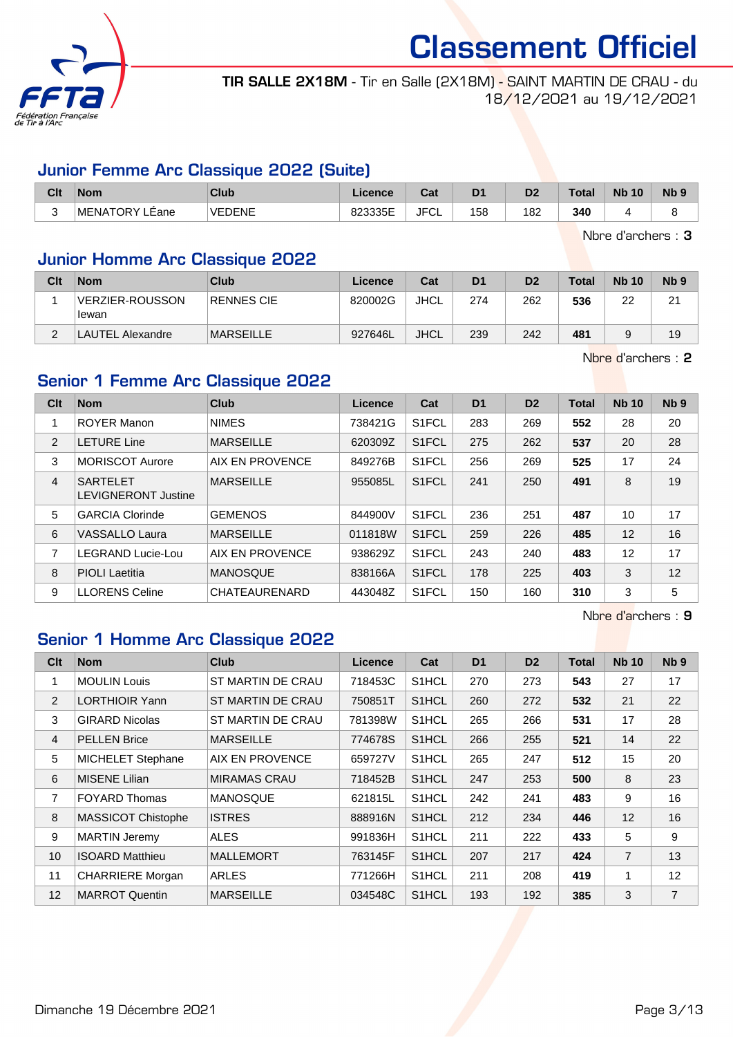# Classement Officiel

**TIR SALLE 2X18M** - Tir en Salle (2X18M) - SAINT MARTIN DE CRAU - du 18/12/2021 au 19/12/2021

## Junior Femme Arc Classique 2022 (Suite)

| Clt | Nom | Club | Licence | Cat | D1 | D2 | Total | Nb 10 | Nb 9 |
|---|---|---|---|---|---|---|---|---|---|
| 3 | MENATORY LÉane | VEDENE | 823335E | JFCL | 158 | 182 | **340** | 4 | 8 |

Nbre d'archers : **3**

## Junior Homme Arc Classique 2022

| Clt | Nom | Club | Licence | Cat | D1 | D2 | Total | Nb 10 | Nb 9 |
|---|---|---|---|---|---|---|---|---|---|
| 1 | VERZIER-ROUSSON Iewan | RENNES CIE | 820002G | JHCL | 274 | 262 | **536** | 22 | 21 |
| 2 | LAUTEL Alexandre | MARSEILLE | 927646L | JHCL | 239 | 242 | **481** | 9 | 19 |

Nbre d'archers : **2**

## Senior 1 Femme Arc Classique 2022

| Clt | Nom | Club | Licence | Cat | D1 | D2 | Total | Nb 10 | Nb 9 |
|---|---|---|---|---|---|---|---|---|---|
| 1 | ROYER Manon | NIMES | 738421G | S1FCL | 283 | 269 | **552** | 28 | 20 |
| 2 | LETURE Line | MARSEILLE | 620309Z | S1FCL | 275 | 262 | **537** | 20 | 28 |
| 3 | MORISCOT Aurore | AIX EN PROVENCE | 849276B | S1FCL | 256 | 269 | **525** | 17 | 24 |
| 4 | SARTELET LEVIGNERONT Justine | MARSEILLE | 955085L | S1FCL | 241 | 250 | **491** | 8 | 19 |
| 5 | GARCIA Clorinde | GEMENOS | 844900V | S1FCL | 236 | 251 | **487** | 10 | 17 |
| 6 | VASSALLO Laura | MARSEILLE | 011818W | S1FCL | 259 | 226 | **485** | 12 | 16 |
| 7 | LEGRAND Lucie-Lou | AIX EN PROVENCE | 938629Z | S1FCL | 243 | 240 | **483** | 12 | 17 |
| 8 | PIOLI Laetitia | MANOSQUE | 838166A | S1FCL | 178 | 225 | **403** | 3 | 12 |
| 9 | LLORENS Celine | CHATEAURENARD | 443048Z | S1FCL | 150 | 160 | **310** | 3 | 5 |

Nbre d'archers : **9**

## Senior 1 Homme Arc Classique 2022

| Clt | Nom | Club | Licence | Cat | D1 | D2 | Total | Nb 10 | Nb 9 |
|---|---|---|---|---|---|---|---|---|---|
| 1 | MOULIN Louis | ST MARTIN DE CRAU | 718453C | S1HCL | 270 | 273 | **543** | 27 | 17 |
| 2 | LORTHIOIR Yann | ST MARTIN DE CRAU | 750851T | S1HCL | 260 | 272 | **532** | 21 | 22 |
| 3 | GIRARD Nicolas | ST MARTIN DE CRAU | 781398W | S1HCL | 265 | 266 | **531** | 17 | 28 |
| 4 | PELLEN Brice | MARSEILLE | 774678S | S1HCL | 266 | 255 | **521** | 14 | 22 |
| 5 | MICHELET Stephane | AIX EN PROVENCE | 659727V | S1HCL | 265 | 247 | **512** | 15 | 20 |
| 6 | MISENE Lilian | MIRAMAS CRAU | 718452B | S1HCL | 247 | 253 | **500** | 8 | 23 |
| 7 | FOYARD Thomas | MANOSQUE | 621815L | S1HCL | 242 | 241 | **483** | 9 | 16 |
| 8 | MASSICOT Chistophe | ISTRES | 888916N | S1HCL | 212 | 234 | **446** | 12 | 16 |
| 9 | MARTIN Jeremy | ALES | 991836H | S1HCL | 211 | 222 | **433** | 5 | 9 |
| 10 | ISOARD Matthieu | MALLEMORT | 763145F | S1HCL | 207 | 217 | **424** | 7 | 13 |
| 11 | CHARRIERE Morgan | ARLES | 771266H | S1HCL | 211 | 208 | **419** | 1 | 12 |
| 12 | MARROT Quentin | MARSEILLE | 034548C | S1HCL | 193 | 192 | **385** | 3 | 7 |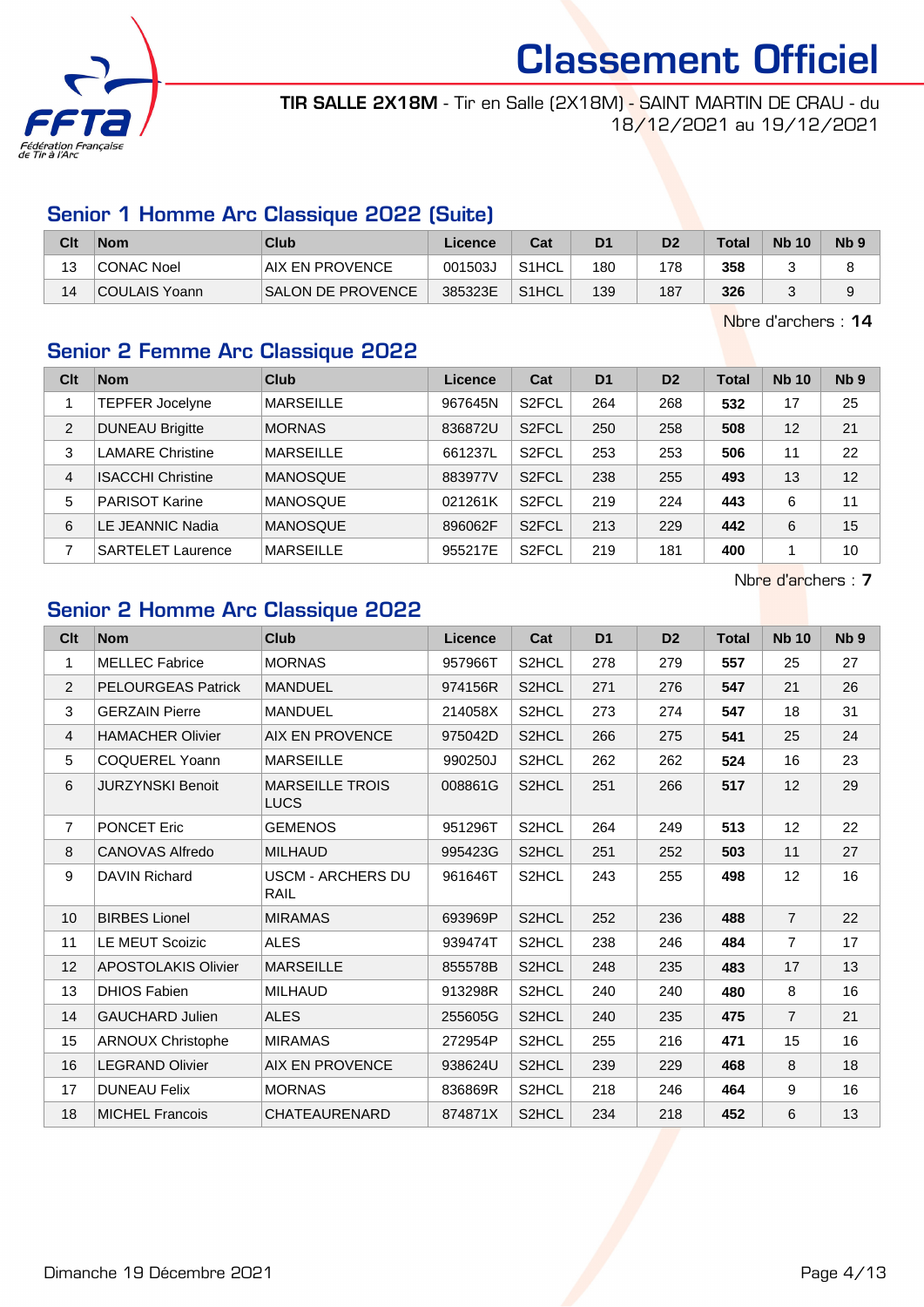# Classement Officiel

**TIR SALLE 2X18M** - Tir en Salle (2X18M) - SAINT MARTIN DE CRAU - du 18/12/2021 au 19/12/2021

## Senior 1 Homme Arc Classique 2022 (Suite)

| Clt | Nom | Club | Licence | Cat | D1 | D2 | Total | Nb 10 | Nb 9 |
|---|---|---|---|---|---|---|---|---|---|
| 13 | CONAC Noel | AIX EN PROVENCE | 001503J | S1HCL | 180 | 178 | **358** | 3 | 8 |
| 14 | COULAIS Yoann | SALON DE PROVENCE | 385323E | S1HCL | 139 | 187 | **326** | 3 | 9 |

Nbre d'archers : **14**

## Senior 2 Femme Arc Classique 2022

| Clt | Nom | Club | Licence | Cat | D1 | D2 | Total | Nb 10 | Nb 9 |
|---|---|---|---|---|---|---|---|---|---|
| 1 | TEPFER Jocelyne | MARSEILLE | 967645N | S2FCL | 264 | 268 | **532** | 17 | 25 |
| 2 | DUNEAU Brigitte | MORNAS | 836872U | S2FCL | 250 | 258 | **508** | 12 | 21 |
| 3 | LAMARE Christine | MARSEILLE | 661237L | S2FCL | 253 | 253 | **506** | 11 | 22 |
| 4 | ISACCHI Christine | MANOSQUE | 883977V | S2FCL | 238 | 255 | **493** | 13 | 12 |
| 5 | PARISOT Karine | MANOSQUE | 021261K | S2FCL | 219 | 224 | **443** | 6 | 11 |
| 6 | LE JEANNIC Nadia | MANOSQUE | 896062F | S2FCL | 213 | 229 | **442** | 6 | 15 |
| 7 | SARTELET Laurence | MARSEILLE | 955217E | S2FCL | 219 | 181 | **400** | 1 | 10 |

Nbre d'archers : **7**

## Senior 2 Homme Arc Classique 2022

| Clt | Nom | Club | Licence | Cat | D1 | D2 | Total | Nb 10 | Nb 9 |
|---|---|---|---|---|---|---|---|---|---|
| 1 | MELLEC Fabrice | MORNAS | 957966T | S2HCL | 278 | 279 | **557** | 25 | 27 |
| 2 | PELOURGEAS Patrick | MANDUEL | 974156R | S2HCL | 271 | 276 | **547** | 21 | 26 |
| 3 | GERZAIN Pierre | MANDUEL | 214058X | S2HCL | 273 | 274 | **547** | 18 | 31 |
| 4 | HAMACHER Olivier | AIX EN PROVENCE | 975042D | S2HCL | 266 | 275 | **541** | 25 | 24 |
| 5 | COQUEREL Yoann | MARSEILLE | 990250J | S2HCL | 262 | 262 | **524** | 16 | 23 |
| 6 | JURZYNSKI Benoit | MARSEILLE TROIS LUCS | 008861G | S2HCL | 251 | 266 | **517** | 12 | 29 |
| 7 | PONCET Eric | GEMENOS | 951296T | S2HCL | 264 | 249 | **513** | 12 | 22 |
| 8 | CANOVAS Alfredo | MILHAUD | 995423G | S2HCL | 251 | 252 | **503** | 11 | 27 |
| 9 | DAVIN Richard | USCM - ARCHERS DU RAIL | 961646T | S2HCL | 243 | 255 | **498** | 12 | 16 |
| 10 | BIRBES Lionel | MIRAMAS | 693969P | S2HCL | 252 | 236 | **488** | 7 | 22 |
| 11 | LE MEUT Scoizic | ALES | 939474T | S2HCL | 238 | 246 | **484** | 7 | 17 |
| 12 | APOSTOLAKIS Olivier | MARSEILLE | 855578B | S2HCL | 248 | 235 | **483** | 17 | 13 |
| 13 | DHIOS Fabien | MILHAUD | 913298R | S2HCL | 240 | 240 | **480** | 8 | 16 |
| 14 | GAUCHARD Julien | ALES | 255605G | S2HCL | 240 | 235 | **475** | 7 | 21 |
| 15 | ARNOUX Christophe | MIRAMAS | 272954P | S2HCL | 255 | 216 | **471** | 15 | 16 |
| 16 | LEGRAND Olivier | AIX EN PROVENCE | 938624U | S2HCL | 239 | 229 | **468** | 8 | 18 |
| 17 | DUNEAU Felix | MORNAS | 836869R | S2HCL | 218 | 246 | **464** | 9 | 16 |
| 18 | MICHEL Francois | CHATEAURENARD | 874871X | S2HCL | 234 | 218 | **452** | 6 | 13 |

Dimanche 19 Décembre 2021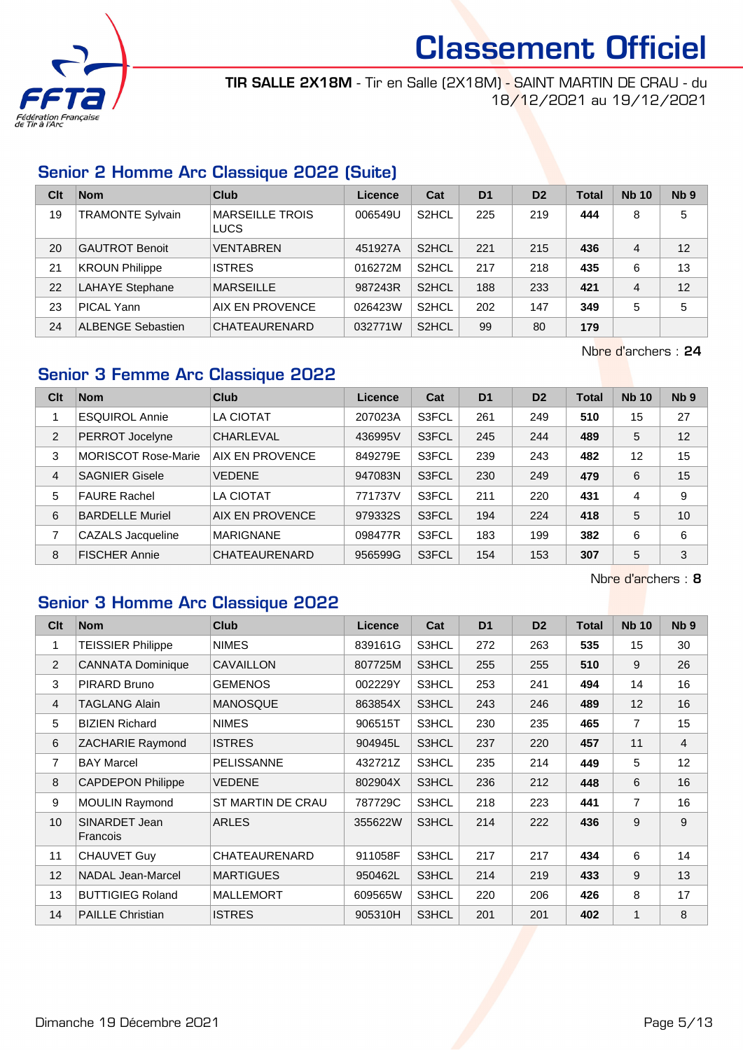# Classement Officiel

**TIR SALLE 2X18M** - Tir en Salle (2X18M) - SAINT MARTIN DE CRAU - du 18/12/2021 au 19/12/2021

## Senior 2 Homme Arc Classique 2022 (Suite)

| Clt | Nom | Club | Licence | Cat | D1 | D2 | Total | Nb 10 | Nb 9 |
|---|---|---|---|---|---|---|---|---|---|
| 19 | TRAMONTE Sylvain | MARSEILLE TROIS LUCS | 006549U | S2HCL | 225 | 219 | **444** | 8 | 5 |
| 20 | GAUTROT Benoit | VENTABREN | 451927A | S2HCL | 221 | 215 | **436** | 4 | 12 |
| 21 | KROUN Philippe | ISTRES | 016272M | S2HCL | 217 | 218 | **435** | 6 | 13 |
| 22 | LAHAYE Stephane | MARSEILLE | 987243R | S2HCL | 188 | 233 | **421** | 4 | 12 |
| 23 | PICAL Yann | AIX EN PROVENCE | 026423W | S2HCL | 202 | 147 | **349** | 5 | 5 |
| 24 | ALBENGE Sebastien | CHATEAURENARD | 032771W | S2HCL | 99 | 80 | **179** | | |

Nbre d'archers : **24**

## Senior 3 Femme Arc Classique 2022

| Clt | Nom | Club | Licence | Cat | D1 | D2 | Total | Nb 10 | Nb 9 |
|---|---|---|---|---|---|---|---|---|---|
| 1 | ESQUIROL Annie | LA CIOTAT | 207023A | S3FCL | 261 | 249 | **510** | 15 | 27 |
| 2 | PERROT Jocelyne | CHARLEVAL | 436995V | S3FCL | 245 | 244 | **489** | 5 | 12 |
| 3 | MORISCOT Rose-Marie | AIX EN PROVENCE | 849279E | S3FCL | 239 | 243 | **482** | 12 | 15 |
| 4 | SAGNIER Gisele | VEDENE | 947083N | S3FCL | 230 | 249 | **479** | 6 | 15 |
| 5 | FAURE Rachel | LA CIOTAT | 771737V | S3FCL | 211 | 220 | **431** | 4 | 9 |
| 6 | BARDELLE Muriel | AIX EN PROVENCE | 979332S | S3FCL | 194 | 224 | **418** | 5 | 10 |
| 7 | CAZALS Jacqueline | MARIGNANE | 098477R | S3FCL | 183 | 199 | **382** | 6 | 6 |
| 8 | FISCHER Annie | CHATEAURENARD | 956599G | S3FCL | 154 | 153 | **307** | 5 | 3 |

Nbre d'archers : **8**

## Senior 3 Homme Arc Classique 2022

| Clt | Nom | Club | Licence | Cat | D1 | D2 | Total | Nb 10 | Nb 9 |
|---|---|---|---|---|---|---|---|---|---|
| 1 | TEISSIER Philippe | NIMES | 839161G | S3HCL | 272 | 263 | **535** | 15 | 30 |
| 2 | CANNATA Dominique | CAVAILLON | 807725M | S3HCL | 255 | 255 | **510** | 9 | 26 |
| 3 | PIRARD Bruno | GEMENOS | 002229Y | S3HCL | 253 | 241 | **494** | 14 | 16 |
| 4 | TAGLANG Alain | MANOSQUE | 863854X | S3HCL | 243 | 246 | **489** | 12 | 16 |
| 5 | BIZIEN Richard | NIMES | 906515T | S3HCL | 230 | 235 | **465** | 7 | 15 |
| 6 | ZACHARIE Raymond | ISTRES | 904945L | S3HCL | 237 | 220 | **457** | 11 | 4 |
| 7 | BAY Marcel | PELISSANNE | 432721Z | S3HCL | 235 | 214 | **449** | 5 | 12 |
| 8 | CAPDEPON Philippe | VEDENE | 802904X | S3HCL | 236 | 212 | **448** | 6 | 16 |
| 9 | MOULIN Raymond | ST MARTIN DE CRAU | 787729C | S3HCL | 218 | 223 | **441** | 7 | 16 |
| 10 | SINARDET Jean Francois | ARLES | 355622W | S3HCL | 214 | 222 | **436** | 9 | 9 |
| 11 | CHAUVET Guy | CHATEAURENARD | 911058F | S3HCL | 217 | 217 | **434** | 6 | 14 |
| 12 | NADAL Jean-Marcel | MARTIGUES | 950462L | S3HCL | 214 | 219 | **433** | 9 | 13 |
| 13 | BUTTIGIEG Roland | MALLEMORT | 609565W | S3HCL | 220 | 206 | **426** | 8 | 17 |
| 14 | PAILLE Christian | ISTRES | 905310H | S3HCL | 201 | 201 | **402** | 1 | 8 |

Dimanche 19 Décembre 2021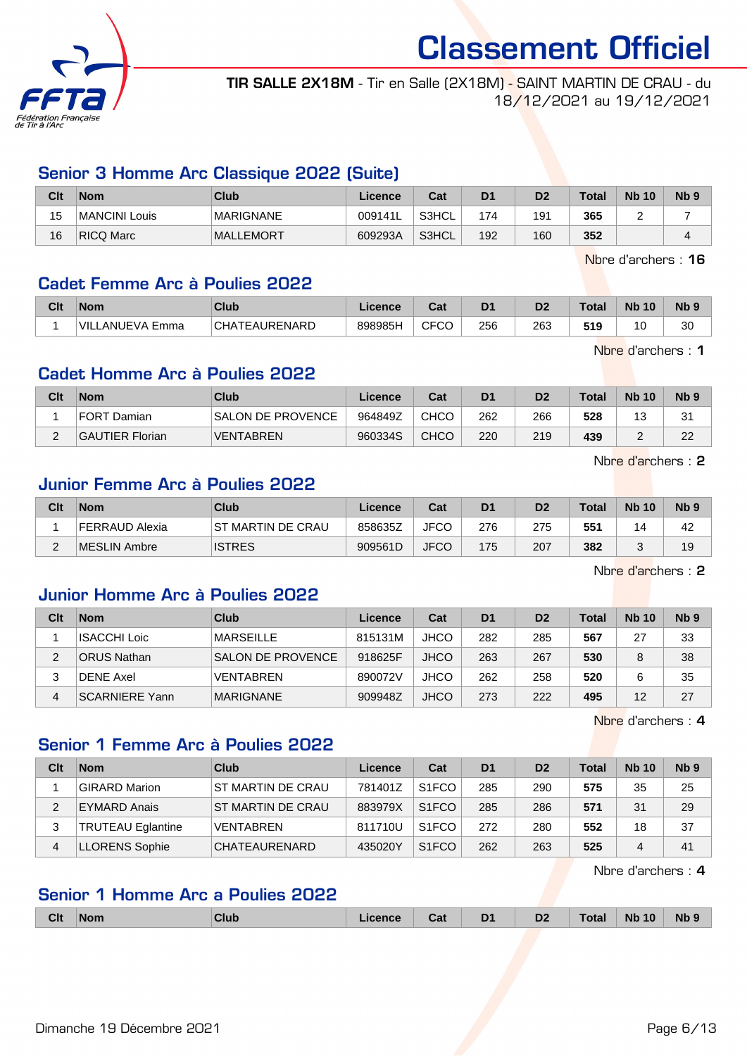# Classement Officiel

**TIR SALLE 2X18M** - Tir en Salle (2X18M) - SAINT MARTIN DE CRAU - du 18/12/2021 au 19/12/2021

## Senior 3 Homme Arc Classique 2022 (Suite)

| Clt | Nom | Club | Licence | Cat | D1 | D2 | Total | Nb 10 | Nb 9 |
|---|---|---|---|---|---|---|---|---|---|
| 15 | MANCINI Louis | MARIGNANE | 009141L | S3HCL | 174 | 191 | **365** | 2 | 7 |
| 16 | RICQ Marc | MALLEMORT | 609293A | S3HCL | 192 | 160 | **352** | | 4 |

Nbre d'archers : **16**

## Cadet Femme Arc à Poulies 2022

| Clt | Nom | Club | Licence | Cat | D1 | D2 | Total | Nb 10 | Nb 9 |
|---|---|---|---|---|---|---|---|---|---|
| 1 | VILLANUEVA Emma | CHATEAURENARD | 898985H | CFCO | 256 | 263 | **519** | 10 | 30 |

Nbre d'archers : **1**

## Cadet Homme Arc à Poulies 2022

| Clt | Nom | Club | Licence | Cat | D1 | D2 | Total | Nb 10 | Nb 9 |
|---|---|---|---|---|---|---|---|---|---|
| 1 | FORT Damian | SALON DE PROVENCE | 964849Z | CHCO | 262 | 266 | **528** | 13 | 31 |
| 2 | GAUTIER Florian | VENTABREN | 960334S | CHCO | 220 | 219 | **439** | 2 | 22 |

Nbre d'archers : **2**

## Junior Femme Arc à Poulies 2022

| Clt | Nom | Club | Licence | Cat | D1 | D2 | Total | Nb 10 | Nb 9 |
|---|---|---|---|---|---|---|---|---|---|
| 1 | FERRAUD Alexia | ST MARTIN DE CRAU | 858635Z | JFCO | 276 | 275 | **551** | 14 | 42 |
| 2 | MESLIN Ambre | ISTRES | 909561D | JFCO | 175 | 207 | **382** | 3 | 19 |

Nbre d'archers : **2**

## Junior Homme Arc à Poulies 2022

| Clt | Nom | Club | Licence | Cat | D1 | D2 | Total | Nb 10 | Nb 9 |
|---|---|---|---|---|---|---|---|---|---|
| 1 | ISACCHI Loic | MARSEILLE | 815131M | JHCO | 282 | 285 | **567** | 27 | 33 |
| 2 | ORUS Nathan | SALON DE PROVENCE | 918625F | JHCO | 263 | 267 | **530** | 8 | 38 |
| 3 | DENE Axel | VENTABREN | 890072V | JHCO | 262 | 258 | **520** | 6 | 35 |
| 4 | SCARNIERE Yann | MARIGNANE | 909948Z | JHCO | 273 | 222 | **495** | 12 | 27 |

Nbre d'archers : **4**

## Senior 1 Femme Arc à Poulies 2022

| Clt | Nom | Club | Licence | Cat | D1 | D2 | Total | Nb 10 | Nb 9 |
|---|---|---|---|---|---|---|---|---|---|
| 1 | GIRARD Marion | ST MARTIN DE CRAU | 781401Z | S1FCO | 285 | 290 | **575** | 35 | 25 |
| 2 | EYMARD Anais | ST MARTIN DE CRAU | 883979X | S1FCO | 285 | 286 | **571** | 31 | 29 |
| 3 | TRUTEAU Eglantine | VENTABREN | 811710U | S1FCO | 272 | 280 | **552** | 18 | 37 |
| 4 | LLORENS Sophie | CHATEAURENARD | 435020Y | S1FCO | 262 | 263 | **525** | 4 | 41 |

Nbre d'archers : **4**

## Senior 1 Homme Arc a Poulies 2022

| Clt | Nom | Club | Licence | Cat | D1 | D2 | Total | Nb 10 | Nb 9 |
|---|---|---|---|---|---|---|---|---|---|

Dimanche 19 Décembre 2021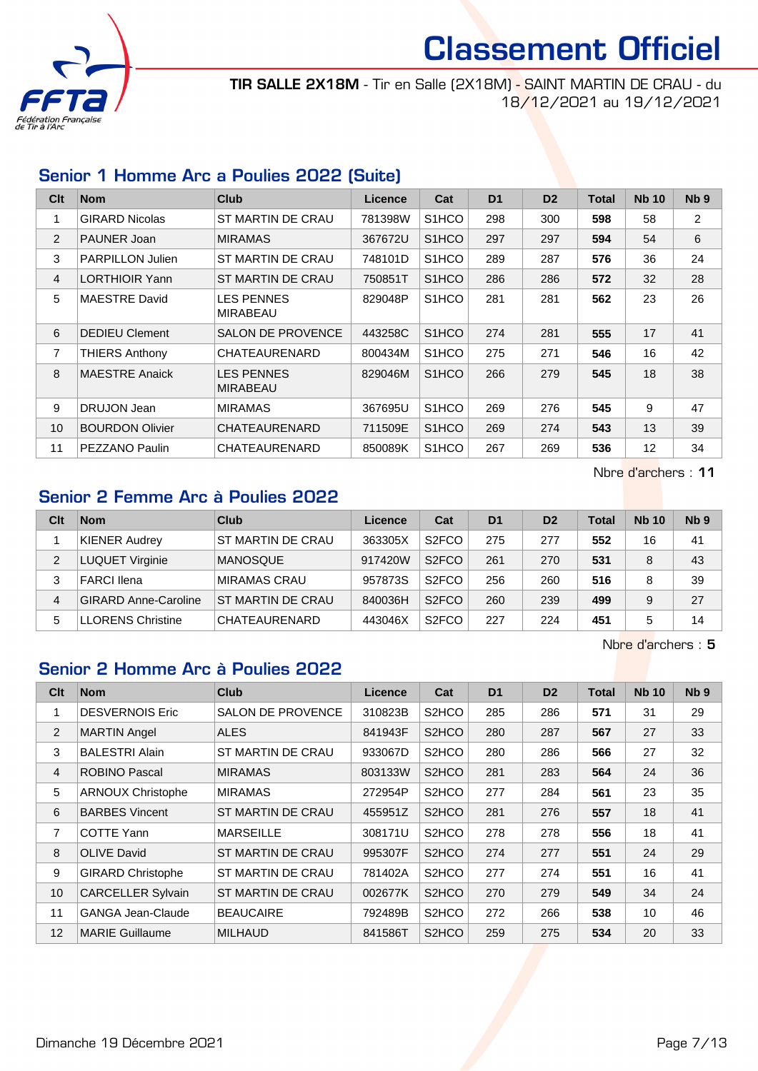# Classement Officiel

**TIR SALLE 2X18M** - Tir en Salle (2X18M) - SAINT MARTIN DE CRAU - du 18/12/2021 au 19/12/2021

## Senior 1 Homme Arc a Poulies 2022 (Suite)

| Clt | Nom | Club | Licence | Cat | D1 | D2 | Total | Nb 10 | Nb 9 |
|---|---|---|---|---|---|---|---|---|---|
| 1 | GIRARD Nicolas | ST MARTIN DE CRAU | 781398W | S1HCO | 298 | 300 | **598** | 58 | 2 |
| 2 | PAUNER Joan | MIRAMAS | 367672U | S1HCO | 297 | 297 | **594** | 54 | 6 |
| 3 | PARPILLON Julien | ST MARTIN DE CRAU | 748101D | S1HCO | 289 | 287 | **576** | 36 | 24 |
| 4 | LORTHIOIR Yann | ST MARTIN DE CRAU | 750851T | S1HCO | 286 | 286 | **572** | 32 | 28 |
| 5 | MAESTRE David | LES PENNES MIRABEAU | 829048P | S1HCO | 281 | 281 | **562** | 23 | 26 |
| 6 | DEDIEU Clement | SALON DE PROVENCE | 443258C | S1HCO | 274 | 281 | **555** | 17 | 41 |
| 7 | THIERS Anthony | CHATEAURENARD | 800434M | S1HCO | 275 | 271 | **546** | 16 | 42 |
| 8 | MAESTRE Anaick | LES PENNES MIRABEAU | 829046M | S1HCO | 266 | 279 | **545** | 18 | 38 |
| 9 | DRUJON Jean | MIRAMAS | 367695U | S1HCO | 269 | 276 | **545** | 9 | 47 |
| 10 | BOURDON Olivier | CHATEAURENARD | 711509E | S1HCO | 269 | 274 | **543** | 13 | 39 |
| 11 | PEZZANO Paulin | CHATEAURENARD | 850089K | S1HCO | 267 | 269 | **536** | 12 | 34 |

Nbre d'archers : **11**

## Senior 2 Femme Arc à Poulies 2022

| Clt | Nom | Club | Licence | Cat | D1 | D2 | Total | Nb 10 | Nb 9 |
|---|---|---|---|---|---|---|---|---|---|
| 1 | KIENER Audrey | ST MARTIN DE CRAU | 363305X | S2FCO | 275 | 277 | **552** | 16 | 41 |
| 2 | LUQUET Virginie | MANOSQUE | 917420W | S2FCO | 261 | 270 | **531** | 8 | 43 |
| 3 | FARCI Ilena | MIRAMAS CRAU | 957873S | S2FCO | 256 | 260 | **516** | 8 | 39 |
| 4 | GIRARD Anne-Caroline | ST MARTIN DE CRAU | 840036H | S2FCO | 260 | 239 | **499** | 9 | 27 |
| 5 | LLORENS Christine | CHATEAURENARD | 443046X | S2FCO | 227 | 224 | **451** | 5 | 14 |

Nbre d'archers : **5**

## Senior 2 Homme Arc à Poulies 2022

| Clt | Nom | Club | Licence | Cat | D1 | D2 | Total | Nb 10 | Nb 9 |
|---|---|---|---|---|---|---|---|---|---|
| 1 | DESVERNOIS Eric | SALON DE PROVENCE | 310823B | S2HCO | 285 | 286 | **571** | 31 | 29 |
| 2 | MARTIN Angel | ALES | 841943F | S2HCO | 280 | 287 | **567** | 27 | 33 |
| 3 | BALESTRI Alain | ST MARTIN DE CRAU | 933067D | S2HCO | 280 | 286 | **566** | 27 | 32 |
| 4 | ROBINO Pascal | MIRAMAS | 803133W | S2HCO | 281 | 283 | **564** | 24 | 36 |
| 5 | ARNOUX Christophe | MIRAMAS | 272954P | S2HCO | 277 | 284 | **561** | 23 | 35 |
| 6 | BARBES Vincent | ST MARTIN DE CRAU | 455951Z | S2HCO | 281 | 276 | **557** | 18 | 41 |
| 7 | COTTE Yann | MARSEILLE | 308171U | S2HCO | 278 | 278 | **556** | 18 | 41 |
| 8 | OLIVE David | ST MARTIN DE CRAU | 995307F | S2HCO | 274 | 277 | **551** | 24 | 29 |
| 9 | GIRARD Christophe | ST MARTIN DE CRAU | 781402A | S2HCO | 277 | 274 | **551** | 16 | 41 |
| 10 | CARCELLER Sylvain | ST MARTIN DE CRAU | 002677K | S2HCO | 270 | 279 | **549** | 34 | 24 |
| 11 | GANGA Jean-Claude | BEAUCAIRE | 792489B | S2HCO | 272 | 266 | **538** | 10 | 46 |
| 12 | MARIE Guillaume | MILHAUD | 841586T | S2HCO | 259 | 275 | **534** | 20 | 33 |

Dimanche 19 Décembre 2021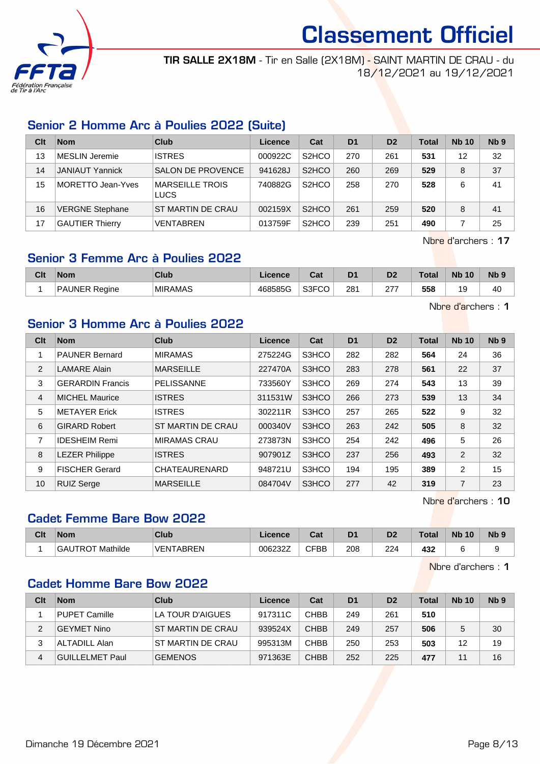# Classement Officiel

**TIR SALLE 2X18M** - Tir en Salle (2X18M) - SAINT MARTIN DE CRAU - du 18/12/2021 au 19/12/2021

## Senior 2 Homme Arc à Poulies 2022 (Suite)

| Clt | Nom | Club | Licence | Cat | D1 | D2 | Total | Nb 10 | Nb 9 |
|---|---|---|---|---|---|---|---|---|---|
| 13 | MESLIN Jeremie | ISTRES | 000922C | S2HCO | 270 | 261 | **531** | 12 | 32 |
| 14 | JANIAUT Yannick | SALON DE PROVENCE | 941628J | S2HCO | 260 | 269 | **529** | 8 | 37 |
| 15 | MORETTO Jean-Yves | MARSEILLE TROIS LUCS | 740882G | S2HCO | 258 | 270 | **528** | 6 | 41 |
| 16 | VERGNE Stephane | ST MARTIN DE CRAU | 002159X | S2HCO | 261 | 259 | **520** | 8 | 41 |
| 17 | GAUTIER Thierry | VENTABREN | 013759F | S2HCO | 239 | 251 | **490** | 7 | 25 |

Nbre d'archers : **17**

## Senior 3 Femme Arc à Poulies 2022

| Clt | Nom | Club | Licence | Cat | D1 | D2 | Total | Nb 10 | Nb 9 |
|---|---|---|---|---|---|---|---|---|---|
| 1 | PAUNER Regine | MIRAMAS | 468585G | S3FCO | 281 | 277 | **558** | 19 | 40 |

Nbre d'archers : **1**

## Senior 3 Homme Arc à Poulies 2022

| Clt | Nom | Club | Licence | Cat | D1 | D2 | Total | Nb 10 | Nb 9 |
|---|---|---|---|---|---|---|---|---|---|
| 1 | PAUNER Bernard | MIRAMAS | 275224G | S3HCO | 282 | 282 | **564** | 24 | 36 |
| 2 | LAMARE Alain | MARSEILLE | 227470A | S3HCO | 283 | 278 | **561** | 22 | 37 |
| 3 | GERARDIN Francis | PELISSANNE | 733560Y | S3HCO | 269 | 274 | **543** | 13 | 39 |
| 4 | MICHEL Maurice | ISTRES | 311531W | S3HCO | 266 | 273 | **539** | 13 | 34 |
| 5 | METAYER Erick | ISTRES | 302211R | S3HCO | 257 | 265 | **522** | 9 | 32 |
| 6 | GIRARD Robert | ST MARTIN DE CRAU | 000340V | S3HCO | 263 | 242 | **505** | 8 | 32 |
| 7 | IDESHEIM Remi | MIRAMAS CRAU | 273873N | S3HCO | 254 | 242 | **496** | 5 | 26 |
| 8 | LEZER Philippe | ISTRES | 907901Z | S3HCO | 237 | 256 | **493** | 2 | 32 |
| 9 | FISCHER Gerard | CHATEAURENARD | 948721U | S3HCO | 194 | 195 | **389** | 2 | 15 |
| 10 | RUIZ Serge | MARSEILLE | 084704V | S3HCO | 277 | 42 | **319** | 7 | 23 |

Nbre d'archers : **10**

## Cadet Femme Bare Bow 2022

| Clt | Nom | Club | Licence | Cat | D1 | D2 | Total | Nb 10 | Nb 9 |
|---|---|---|---|---|---|---|---|---|---|
| 1 | GAUTROT Mathilde | VENTABREN | 006232Z | CFBB | 208 | 224 | **432** | 6 | 9 |

Nbre d'archers : **1**

## Cadet Homme Bare Bow 2022

| Clt | Nom | Club | Licence | Cat | D1 | D2 | Total | Nb 10 | Nb 9 |
|---|---|---|---|---|---|---|---|---|---|
| 1 | PUPET Camille | LA TOUR D'AIGUES | 917311C | CHBB | 249 | 261 | **510** | | |
| 2 | GEYMET Nino | ST MARTIN DE CRAU | 939524X | CHBB | 249 | 257 | **506** | 5 | 30 |
| 3 | ALTADILL Alan | ST MARTIN DE CRAU | 995313M | CHBB | 250 | 253 | **503** | 12 | 19 |
| 4 | GUILLELMET Paul | GEMENOS | 971363E | CHBB | 252 | 225 | **477** | 11 | 16 |

Dimanche 19 Décembre 2021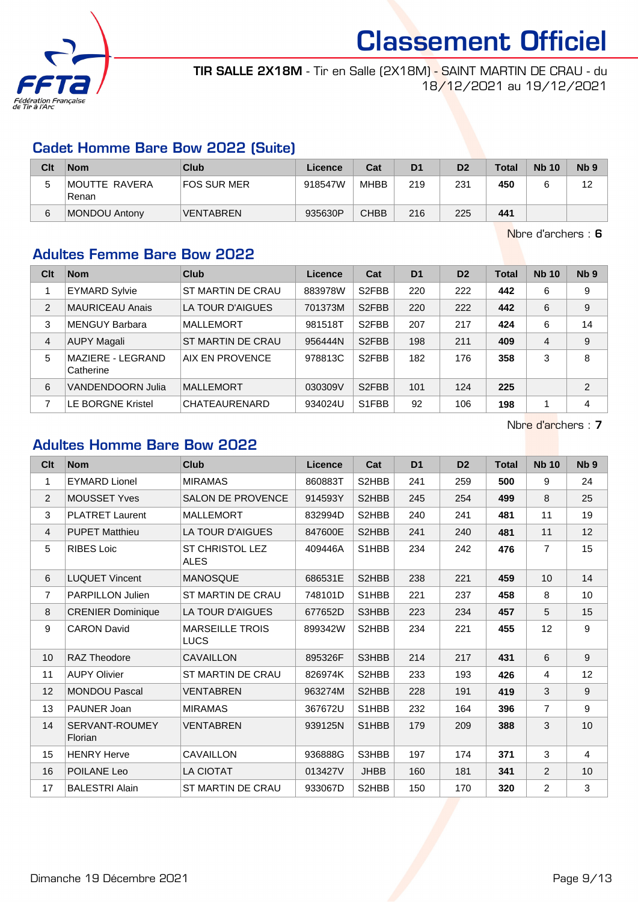# Classement Officiel

**TIR SALLE 2X18M** - Tir en Salle (2X18M) - SAINT MARTIN DE CRAU - du 18/12/2021 au 19/12/2021

## Cadet Homme Bare Bow 2022 (Suite)

| Clt | Nom | Club | Licence | Cat | D1 | D2 | Total | Nb 10 | Nb 9 |
|---|---|---|---|---|---|---|---|---|---|
| 5 | MOUTTE RAVERA Renan | FOS SUR MER | 918547W | MHBB | 219 | 231 | **450** | 6 | 12 |
| 6 | MONDOU Antony | VENTABREN | 935630P | CHBB | 216 | 225 | **441** | | |

Nbre d'archers : **6**

## Adultes Femme Bare Bow 2022

| Clt | Nom | Club | Licence | Cat | D1 | D2 | Total | Nb 10 | Nb 9 |
|---|---|---|---|---|---|---|---|---|---|
| 1 | EYMARD Sylvie | ST MARTIN DE CRAU | 883978W | S2FBB | 220 | 222 | **442** | 6 | 9 |
| 2 | MAURICEAU Anais | LA TOUR D'AIGUES | 701373M | S2FBB | 220 | 222 | **442** | 6 | 9 |
| 3 | MENGUY Barbara | MALLEMORT | 981518T | S2FBB | 207 | 217 | **424** | 6 | 14 |
| 4 | AUPY Magali | ST MARTIN DE CRAU | 956444N | S2FBB | 198 | 211 | **409** | 4 | 9 |
| 5 | MAZIERE - LEGRAND Catherine | AIX EN PROVENCE | 978813C | S2FBB | 182 | 176 | **358** | 3 | 8 |
| 6 | VANDENDOORN Julia | MALLEMORT | 030309V | S2FBB | 101 | 124 | **225** | | 2 |
| 7 | LE BORGNE Kristel | CHATEAURENARD | 934024U | S1FBB | 92 | 106 | **198** | 1 | 4 |

Nbre d'archers : **7**

## Adultes Homme Bare Bow 2022

| Clt | Nom | Club | Licence | Cat | D1 | D2 | Total | Nb 10 | Nb 9 |
|---|---|---|---|---|---|---|---|---|---|
| 1 | EYMARD Lionel | MIRAMAS | 860883T | S2HBB | 241 | 259 | **500** | 9 | 24 |
| 2 | MOUSSET Yves | SALON DE PROVENCE | 914593Y | S2HBB | 245 | 254 | **499** | 8 | 25 |
| 3 | PLATRET Laurent | MALLEMORT | 832994D | S2HBB | 240 | 241 | **481** | 11 | 19 |
| 4 | PUPET Matthieu | LA TOUR D'AIGUES | 847600E | S2HBB | 241 | 240 | **481** | 11 | 12 |
| 5 | RIBES Loic | ST CHRISTOL LEZ ALES | 409446A | S1HBB | 234 | 242 | **476** | 7 | 15 |
| 6 | LUQUET Vincent | MANOSQUE | 686531E | S2HBB | 238 | 221 | **459** | 10 | 14 |
| 7 | PARPILLON Julien | ST MARTIN DE CRAU | 748101D | S1HBB | 221 | 237 | **458** | 8 | 10 |
| 8 | CRENIER Dominique | LA TOUR D'AIGUES | 677652D | S3HBB | 223 | 234 | **457** | 5 | 15 |
| 9 | CARON David | MARSEILLE TROIS LUCS | 899342W | S2HBB | 234 | 221 | **455** | 12 | 9 |
| 10 | RAZ Theodore | CAVAILLON | 895326F | S3HBB | 214 | 217 | **431** | 6 | 9 |
| 11 | AUPY Olivier | ST MARTIN DE CRAU | 826974K | S2HBB | 233 | 193 | **426** | 4 | 12 |
| 12 | MONDOU Pascal | VENTABREN | 963274M | S2HBB | 228 | 191 | **419** | 3 | 9 |
| 13 | PAUNER Joan | MIRAMAS | 367672U | S1HBB | 232 | 164 | **396** | 7 | 9 |
| 14 | SERVANT-ROUMEY Florian | VENTABREN | 939125N | S1HBB | 179 | 209 | **388** | 3 | 10 |
| 15 | HENRY Herve | CAVAILLON | 936888G | S3HBB | 197 | 174 | **371** | 3 | 4 |
| 16 | POILANE Leo | LA CIOTAT | 013427V | JHBB | 160 | 181 | **341** | 2 | 10 |
| 17 | BALESTRI Alain | ST MARTIN DE CRAU | 933067D | S2HBB | 150 | 170 | **320** | 2 | 3 |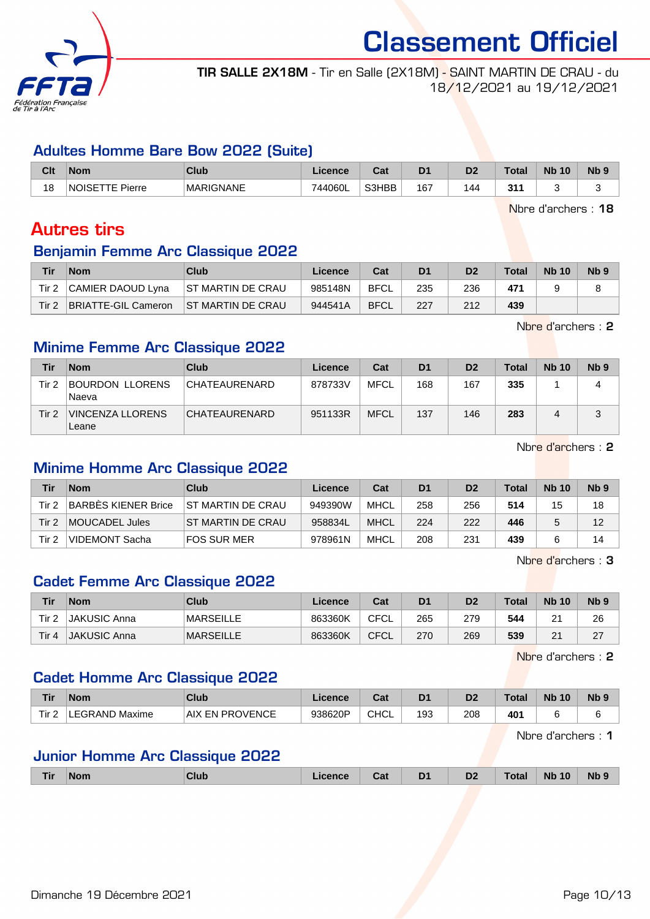# Classement Officiel

**TIR SALLE 2X18M** - Tir en Salle (2X18M) - SAINT MARTIN DE CRAU - du 18/12/2021 au 19/12/2021

## Adultes Homme Bare Bow 2022 (Suite)

| Clt | Nom | Club | Licence | Cat | D1 | D2 | Total | Nb 10 | Nb 9 |
|---|---|---|---|---|---|---|---|---|---|
| 18 | NOISETTE Pierre | MARIGNANE | 744060L | S3HBB | 167 | 144 | **311** | 3 | 3 |

Nbre d'archers : **18**

# Autres tirs

## Benjamin Femme Arc Classique 2022

| Tir | Nom | Club | Licence | Cat | D1 | D2 | Total | Nb 10 | Nb 9 |
|---|---|---|---|---|---|---|---|---|---|
| Tir 2 | CAMIER DAOUD Lyna | ST MARTIN DE CRAU | 985148N | BFCL | 235 | 236 | **471** | 9 | 8 |
| Tir 2 | BRIATTE-GIL Cameron | ST MARTIN DE CRAU | 944541A | BFCL | 227 | 212 | **439** | | |

Nbre d'archers : **2**

## Minime Femme Arc Classique 2022

| Tir | Nom | Club | Licence | Cat | D1 | D2 | Total | Nb 10 | Nb 9 |
|---|---|---|---|---|---|---|---|---|---|
| Tir 2 | BOURDON LLORENS Naeva | CHATEAURENARD | 878733V | MFCL | 168 | 167 | **335** | 1 | 4 |
| Tir 2 | VINCENZA LLORENS Leane | CHATEAURENARD | 951133R | MFCL | 137 | 146 | **283** | 4 | 3 |

Nbre d'archers : **2**

## Minime Homme Arc Classique 2022

| Tir | Nom | Club | Licence | Cat | D1 | D2 | Total | Nb 10 | Nb 9 |
|---|---|---|---|---|---|---|---|---|---|
| Tir 2 | BARBÈS KIENER Brice | ST MARTIN DE CRAU | 949390W | MHCL | 258 | 256 | **514** | 15 | 18 |
| Tir 2 | MOUCADEL Jules | ST MARTIN DE CRAU | 958834L | MHCL | 224 | 222 | **446** | 5 | 12 |
| Tir 2 | VIDEMONT Sacha | FOS SUR MER | 978961N | MHCL | 208 | 231 | **439** | 6 | 14 |

Nbre d'archers : **3**

## Cadet Femme Arc Classique 2022

| Tir | Nom | Club | Licence | Cat | D1 | D2 | Total | Nb 10 | Nb 9 |
|---|---|---|---|---|---|---|---|---|---|
| Tir 2 | JAKUSIC Anna | MARSEILLE | 863360K | CFCL | 265 | 279 | **544** | 21 | 26 |
| Tir 4 | JAKUSIC Anna | MARSEILLE | 863360K | CFCL | 270 | 269 | **539** | 21 | 27 |

Nbre d'archers : **2**

## Cadet Homme Arc Classique 2022

| Tir | Nom | Club | Licence | Cat | D1 | D2 | Total | Nb 10 | Nb 9 |
|---|---|---|---|---|---|---|---|---|---|
| Tir 2 | LEGRAND Maxime | AIX EN PROVENCE | 938620P | CHCL | 193 | 208 | **401** | 6 | 6 |

Nbre d'archers : **1**

## Junior Homme Arc Classique 2022

| Tir | Nom | Club | Licence | Cat | D1 | D2 | Total | Nb 10 | Nb 9 |
|---|---|---|---|---|---|---|---|---|---|

Dimanche 19 Décembre 2021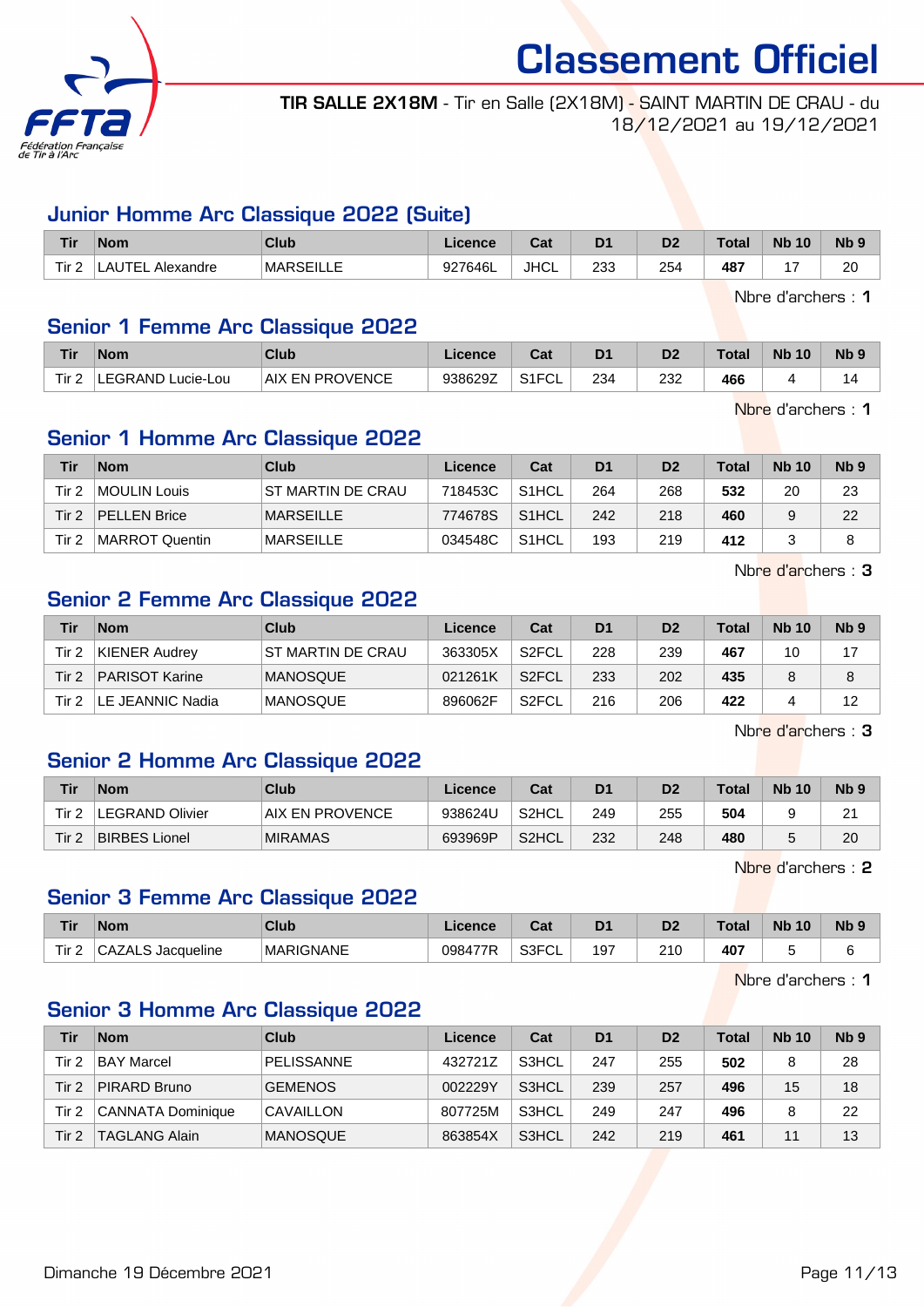# Classement Officiel

**TIR SALLE 2X18M** - Tir en Salle (2X18M) - SAINT MARTIN DE CRAU - du 18/12/2021 au 19/12/2021

## Junior Homme Arc Classique 2022 (Suite)

| Tir | Nom | Club | Licence | Cat | D1 | D2 | Total | Nb 10 | Nb 9 |
|---|---|---|---|---|---|---|---|---|---|
| Tir 2 | LAUTEL Alexandre | MARSEILLE | 927646L | JHCL | 233 | 254 | **487** | 17 | 20 |

Nbre d'archers : **1**

## Senior 1 Femme Arc Classique 2022

| Tir | Nom | Club | Licence | Cat | D1 | D2 | Total | Nb 10 | Nb 9 |
|---|---|---|---|---|---|---|---|---|---|
| Tir 2 | LEGRAND Lucie-Lou | AIX EN PROVENCE | 938629Z | S1FCL | 234 | 232 | **466** | 4 | 14 |

Nbre d'archers : **1**

## Senior 1 Homme Arc Classique 2022

| Tir | Nom | Club | Licence | Cat | D1 | D2 | Total | Nb 10 | Nb 9 |
|---|---|---|---|---|---|---|---|---|---|
| Tir 2 | MOULIN Louis | ST MARTIN DE CRAU | 718453C | S1HCL | 264 | 268 | **532** | 20 | 23 |
| Tir 2 | PELLEN Brice | MARSEILLE | 774678S | S1HCL | 242 | 218 | **460** | 9 | 22 |
| Tir 2 | MARROT Quentin | MARSEILLE | 034548C | S1HCL | 193 | 219 | **412** | 3 | 8 |

Nbre d'archers : **3**

## Senior 2 Femme Arc Classique 2022

| Tir | Nom | Club | Licence | Cat | D1 | D2 | Total | Nb 10 | Nb 9 |
|---|---|---|---|---|---|---|---|---|---|
| Tir 2 | KIENER Audrey | ST MARTIN DE CRAU | 363305X | S2FCL | 228 | 239 | **467** | 10 | 17 |
| Tir 2 | PARISOT Karine | MANOSQUE | 021261K | S2FCL | 233 | 202 | **435** | 8 | 8 |
| Tir 2 | LE JEANNIC Nadia | MANOSQUE | 896062F | S2FCL | 216 | 206 | **422** | 4 | 12 |

Nbre d'archers : **3**

## Senior 2 Homme Arc Classique 2022

| Tir | Nom | Club | Licence | Cat | D1 | D2 | Total | Nb 10 | Nb 9 |
|---|---|---|---|---|---|---|---|---|---|
| Tir 2 | LEGRAND Olivier | AIX EN PROVENCE | 938624U | S2HCL | 249 | 255 | **504** | 9 | 21 |
| Tir 2 | BIRBES Lionel | MIRAMAS | 693969P | S2HCL | 232 | 248 | **480** | 5 | 20 |

Nbre d'archers : **2**

## Senior 3 Femme Arc Classique 2022

| Tir | Nom | Club | Licence | Cat | D1 | D2 | Total | Nb 10 | Nb 9 |
|---|---|---|---|---|---|---|---|---|---|
| Tir 2 | CAZALS Jacqueline | MARIGNANE | 098477R | S3FCL | 197 | 210 | **407** | 5 | 6 |

Nbre d'archers : **1**

## Senior 3 Homme Arc Classique 2022

| Tir | Nom | Club | Licence | Cat | D1 | D2 | Total | Nb 10 | Nb 9 |
|---|---|---|---|---|---|---|---|---|---|
| Tir 2 | BAY Marcel | PELISSANNE | 432721Z | S3HCL | 247 | 255 | **502** | 8 | 28 |
| Tir 2 | PIRARD Bruno | GEMENOS | 002229Y | S3HCL | 239 | 257 | **496** | 15 | 18 |
| Tir 2 | CANNATA Dominique | CAVAILLON | 807725M | S3HCL | 249 | 247 | **496** | 8 | 22 |
| Tir 2 | TAGLANG Alain | MANOSQUE | 863854X | S3HCL | 242 | 219 | **461** | 11 | 13 |

Dimanche 19 Décembre 2021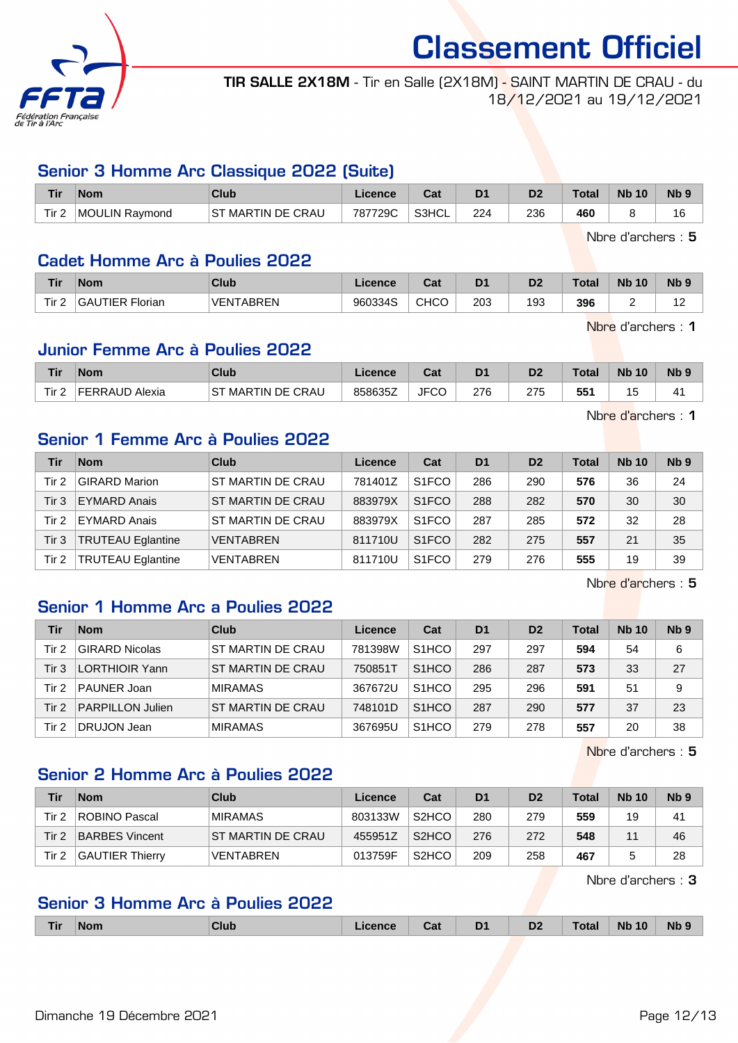# Classement Officiel

**TIR SALLE 2X18M** - Tir en Salle (2X18M) - SAINT MARTIN DE CRAU - du 18/12/2021 au 19/12/2021

## Senior 3 Homme Arc Classique 2022 (Suite)

| Tir | Nom | Club | Licence | Cat | D1 | D2 | Total | Nb 10 | Nb 9 |
|---|---|---|---|---|---|---|---|---|---|
| Tir 2 | MOULIN Raymond | ST MARTIN DE CRAU | 787729C | S3HCL | 224 | 236 | **460** | 8 | 16 |

Nbre d'archers : **5**

## Cadet Homme Arc à Poulies 2022

| Tir | Nom | Club | Licence | Cat | D1 | D2 | Total | Nb 10 | Nb 9 |
|---|---|---|---|---|---|---|---|---|---|
| Tir 2 | GAUTIER Florian | VENTABREN | 960334S | CHCO | 203 | 193 | **396** | 2 | 12 |

Nbre d'archers : **1**

## Junior Femme Arc à Poulies 2022

| Tir | Nom | Club | Licence | Cat | D1 | D2 | Total | Nb 10 | Nb 9 |
|---|---|---|---|---|---|---|---|---|---|
| Tir 2 | FERRAUD Alexia | ST MARTIN DE CRAU | 858635Z | JFCO | 276 | 275 | **551** | 15 | 41 |

Nbre d'archers : **1**

## Senior 1 Femme Arc à Poulies 2022

| Tir | Nom | Club | Licence | Cat | D1 | D2 | Total | Nb 10 | Nb 9 |
|---|---|---|---|---|---|---|---|---|---|
| Tir 2 | GIRARD Marion | ST MARTIN DE CRAU | 781401Z | S1FCO | 286 | 290 | **576** | 36 | 24 |
| Tir 3 | EYMARD Anais | ST MARTIN DE CRAU | 883979X | S1FCO | 288 | 282 | **570** | 30 | 30 |
| Tir 2 | EYMARD Anais | ST MARTIN DE CRAU | 883979X | S1FCO | 287 | 285 | **572** | 32 | 28 |
| Tir 3 | TRUTEAU Eglantine | VENTABREN | 811710U | S1FCO | 282 | 275 | **557** | 21 | 35 |
| Tir 2 | TRUTEAU Eglantine | VENTABREN | 811710U | S1FCO | 279 | 276 | **555** | 19 | 39 |

Nbre d'archers : **5**

## Senior 1 Homme Arc a Poulies 2022

| Tir | Nom | Club | Licence | Cat | D1 | D2 | Total | Nb 10 | Nb 9 |
|---|---|---|---|---|---|---|---|---|---|
| Tir 2 | GIRARD Nicolas | ST MARTIN DE CRAU | 781398W | S1HCO | 297 | 297 | **594** | 54 | 6 |
| Tir 3 | LORTHIOIR Yann | ST MARTIN DE CRAU | 750851T | S1HCO | 286 | 287 | **573** | 33 | 27 |
| Tir 2 | PAUNER Joan | MIRAMAS | 367672U | S1HCO | 295 | 296 | **591** | 51 | 9 |
| Tir 2 | PARPILLON Julien | ST MARTIN DE CRAU | 748101D | S1HCO | 287 | 290 | **577** | 37 | 23 |
| Tir 2 | DRUJON Jean | MIRAMAS | 367695U | S1HCO | 279 | 278 | **557** | 20 | 38 |

Nbre d'archers : **5**

## Senior 2 Homme Arc à Poulies 2022

| Tir | Nom | Club | Licence | Cat | D1 | D2 | Total | Nb 10 | Nb 9 |
|---|---|---|---|---|---|---|---|---|---|
| Tir 2 | ROBINO Pascal | MIRAMAS | 803133W | S2HCO | 280 | 279 | **559** | 19 | 41 |
| Tir 2 | BARBES Vincent | ST MARTIN DE CRAU | 455951Z | S2HCO | 276 | 272 | **548** | 11 | 46 |
| Tir 2 | GAUTIER Thierry | VENTABREN | 013759F | S2HCO | 209 | 258 | **467** | 5 | 28 |

Nbre d'archers : **3**

## Senior 3 Homme Arc à Poulies 2022

| Tir | Nom | Club | Licence | Cat | D1 | D2 | Total | Nb 10 | Nb 9 |
|---|---|---|---|---|---|---|---|---|---|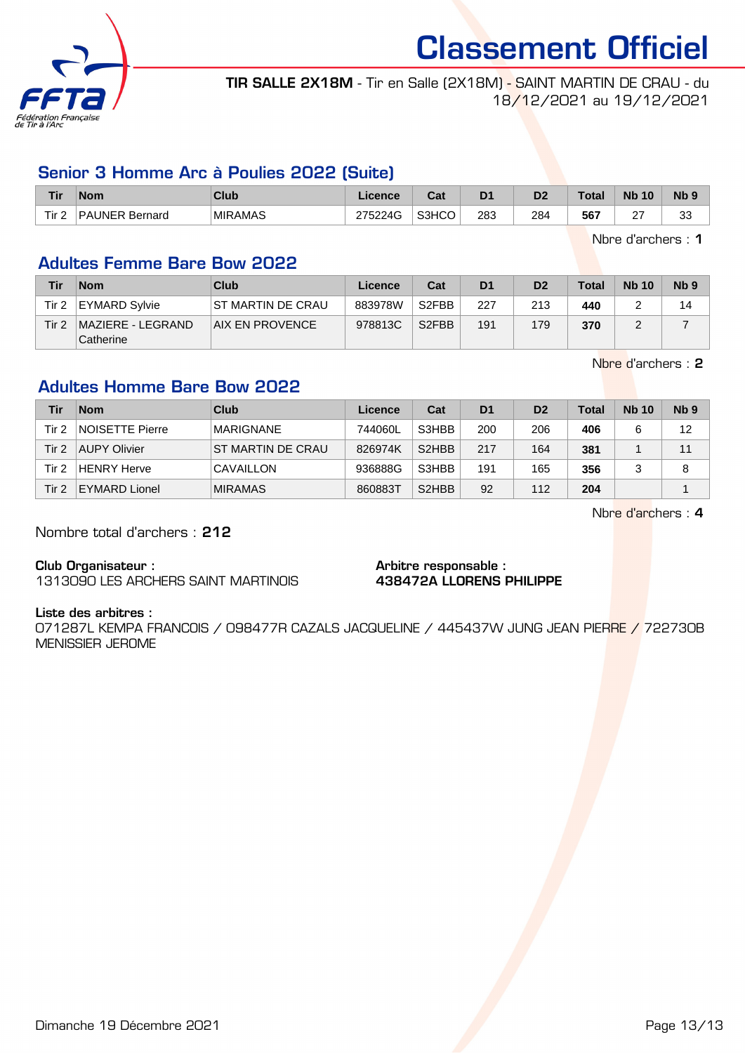# Classement Officiel

**TIR SALLE 2X18M** - Tir en Salle (2X18M) - SAINT MARTIN DE CRAU - du 18/12/2021 au 19/12/2021

## Senior 3 Homme Arc à Poulies 2022 (Suite)

| Tir | Nom | Club | Licence | Cat | D1 | D2 | Total | Nb 10 | Nb 9 |
|---|---|---|---|---|---|---|---|---|---|
| Tir 2 | PAUNER Bernard | MIRAMAS | 275224G | S3HCO | 283 | 284 | **567** | 27 | 33 |

Nbre d'archers : **1**

## Adultes Femme Bare Bow 2022

| Tir | Nom | Club | Licence | Cat | D1 | D2 | Total | Nb 10 | Nb 9 |
|---|---|---|---|---|---|---|---|---|---|
| Tir 2 | EYMARD Sylvie | ST MARTIN DE CRAU | 883978W | S2FBB | 227 | 213 | **440** | 2 | 14 |
| Tir 2 | MAZIERE - LEGRAND Catherine | AIX EN PROVENCE | 978813C | S2FBB | 191 | 179 | **370** | 2 | 7 |

Nbre d'archers : **2**

## Adultes Homme Bare Bow 2022

| Tir | Nom | Club | Licence | Cat | D1 | D2 | Total | Nb 10 | Nb 9 |
|---|---|---|---|---|---|---|---|---|---|
| Tir 2 | NOISETTE Pierre | MARIGNANE | 744060L | S3HBB | 200 | 206 | **406** | 6 | 12 |
| Tir 2 | AUPY Olivier | ST MARTIN DE CRAU | 826974K | S2HBB | 217 | 164 | **381** | 1 | 11 |
| Tir 2 | HENRY Herve | CAVAILLON | 936888G | S3HBB | 191 | 165 | **356** | 3 | 8 |
| Tir 2 | EYMARD Lionel | MIRAMAS | 860883T | S2HBB | 92 | 112 | **204** | | 1 |

Nbre d'archers : **4**

Nombre total d'archers : **212**

**Club Organisateur :**
1313090 LES ARCHERS SAINT MARTINOIS

**Arbitre responsable :**
**438472A LLORENS PHILIPPE**

**Liste des arbitres :**
071287L KEMPA FRANCOIS / 098477R CAZALS JACQUELINE / 445437W JUNG JEAN PIERRE / 722730B MENISSIER JEROME

Dimanche 19 Décembre 2021